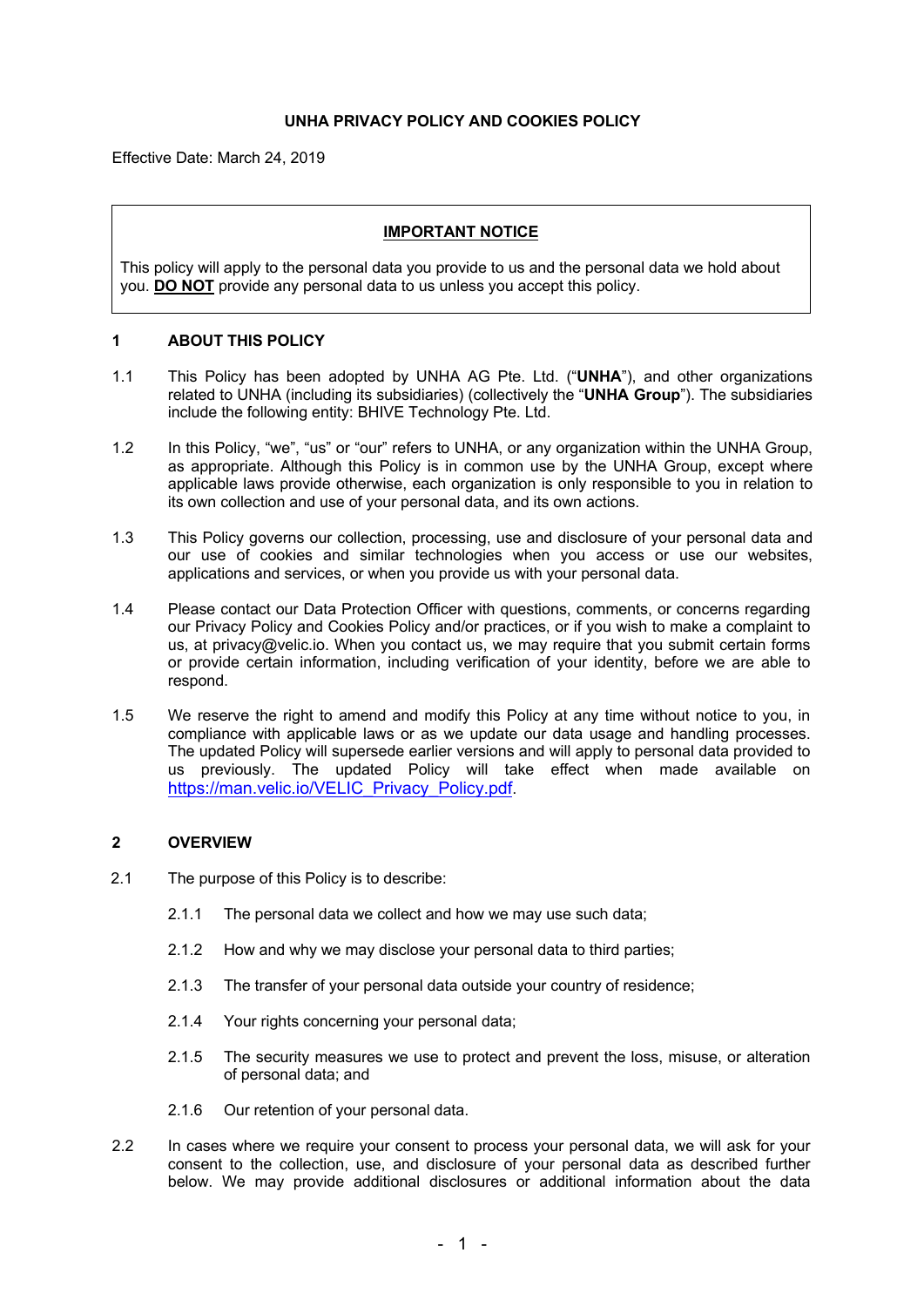# UNHA PRIVACY POLICY AND COOKIES POLICY

Effective Date: March 24, 2019

> **IMPORTANT NOTICE**
>
> This policy will apply to the personal data you provide to us and the personal data we hold about you. **DO NOT** provide any personal data to us unless you accept this policy.

## 1 ABOUT THIS POLICY

1.1 This Policy has been adopted by UNHA AG Pte. Ltd. ("**UNHA**"), and other organizations related to UNHA (including its subsidiaries) (collectively the "**UNHA Group**"). The subsidiaries include the following entity: BHIVE Technology Pte. Ltd.

1.2 In this Policy, "we", "us" or "our" refers to UNHA, or any organization within the UNHA Group, as appropriate. Although this Policy is in common use by the UNHA Group, except where applicable laws provide otherwise, each organization is only responsible to you in relation to its own collection and use of your personal data, and its own actions.

1.3 This Policy governs our collection, processing, use and disclosure of your personal data and our use of cookies and similar technologies when you access or use our websites, applications and services, or when you provide us with your personal data.

1.4 Please contact our Data Protection Officer with questions, comments, or concerns regarding our Privacy Policy and Cookies Policy and/or practices, or if you wish to make a complaint to us, at privacy@velic.io. When you contact us, we may require that you submit certain forms or provide certain information, including verification of your identity, before we are able to respond.

1.5 We reserve the right to amend and modify this Policy at any time without notice to you, in compliance with applicable laws or as we update our data usage and handling processes. The updated Policy will supersede earlier versions and will apply to personal data provided to us previously. The updated Policy will take effect when made available on https://man.velic.io/VELIC_Privacy_Policy.pdf.

## 2 OVERVIEW

2.1 The purpose of this Policy is to describe:

2.1.1 The personal data we collect and how we may use such data;

2.1.2 How and why we may disclose your personal data to third parties;

2.1.3 The transfer of your personal data outside your country of residence;

2.1.4 Your rights concerning your personal data;

2.1.5 The security measures we use to protect and prevent the loss, misuse, or alteration of personal data; and

2.1.6 Our retention of your personal data.

2.2 In cases where we require your consent to process your personal data, we will ask for your consent to the collection, use, and disclosure of your personal data as described further below. We may provide additional disclosures or additional information about the data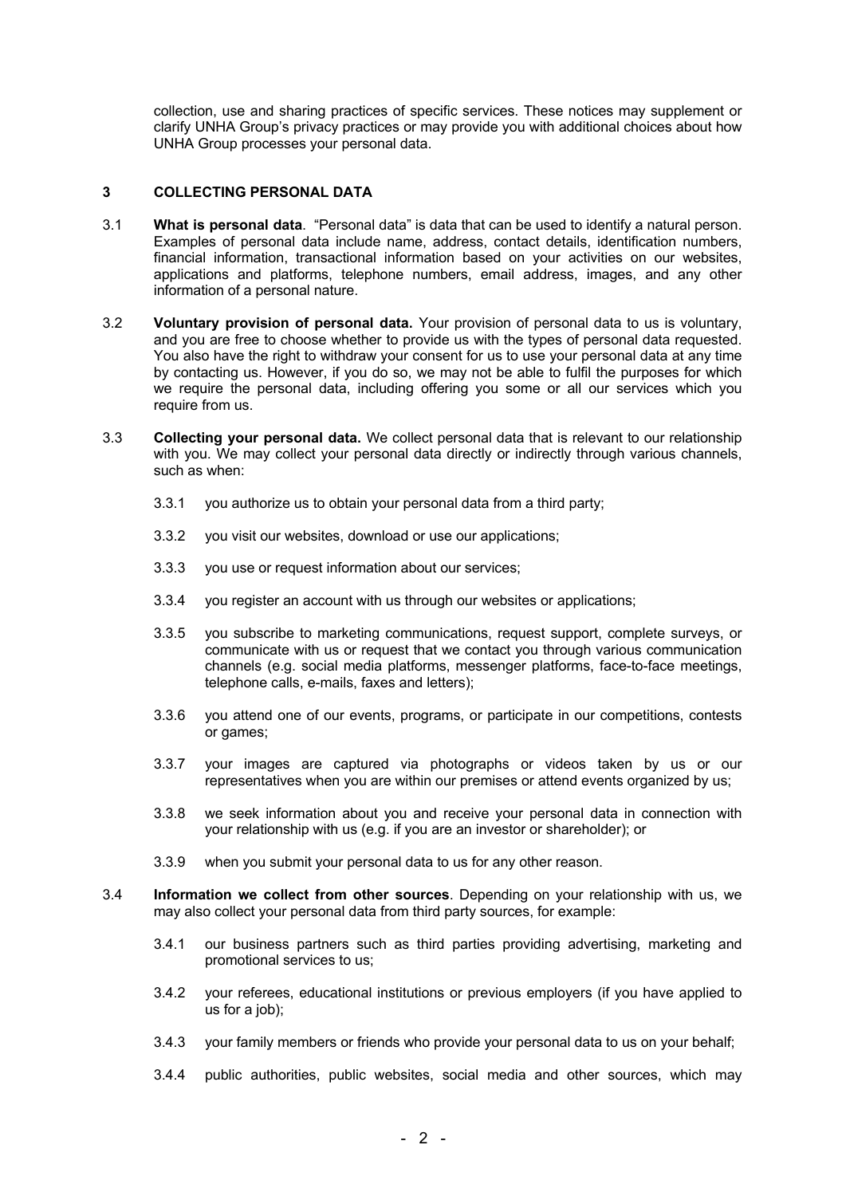collection, use and sharing practices of specific services. These notices may supplement or clarify UNHA Group's privacy practices or may provide you with additional choices about how UNHA Group processes your personal data.

## 3 COLLECTING PERSONAL DATA

3.1 **What is personal data**. "Personal data" is data that can be used to identify a natural person. Examples of personal data include name, address, contact details, identification numbers, financial information, transactional information based on your activities on our websites, applications and platforms, telephone numbers, email address, images, and any other information of a personal nature.

3.2 **Voluntary provision of personal data.** Your provision of personal data to us is voluntary, and you are free to choose whether to provide us with the types of personal data requested. You also have the right to withdraw your consent for us to use your personal data at any time by contacting us. However, if you do so, we may not be able to fulfil the purposes for which we require the personal data, including offering you some or all our services which you require from us.

3.3 **Collecting your personal data.** We collect personal data that is relevant to our relationship with you. We may collect your personal data directly or indirectly through various channels, such as when:

3.3.1 you authorize us to obtain your personal data from a third party;

3.3.2 you visit our websites, download or use our applications;

3.3.3 you use or request information about our services;

3.3.4 you register an account with us through our websites or applications;

3.3.5 you subscribe to marketing communications, request support, complete surveys, or communicate with us or request that we contact you through various communication channels (e.g. social media platforms, messenger platforms, face-to-face meetings, telephone calls, e-mails, faxes and letters);

3.3.6 you attend one of our events, programs, or participate in our competitions, contests or games;

3.3.7 your images are captured via photographs or videos taken by us or our representatives when you are within our premises or attend events organized by us;

3.3.8 we seek information about you and receive your personal data in connection with your relationship with us (e.g. if you are an investor or shareholder); or

3.3.9 when you submit your personal data to us for any other reason.

3.4 **Information we collect from other sources**. Depending on your relationship with us, we may also collect your personal data from third party sources, for example:

3.4.1 our business partners such as third parties providing advertising, marketing and promotional services to us;

3.4.2 your referees, educational institutions or previous employers (if you have applied to us for a job);

3.4.3 your family members or friends who provide your personal data to us on your behalf;

3.4.4 public authorities, public websites, social media and other sources, which may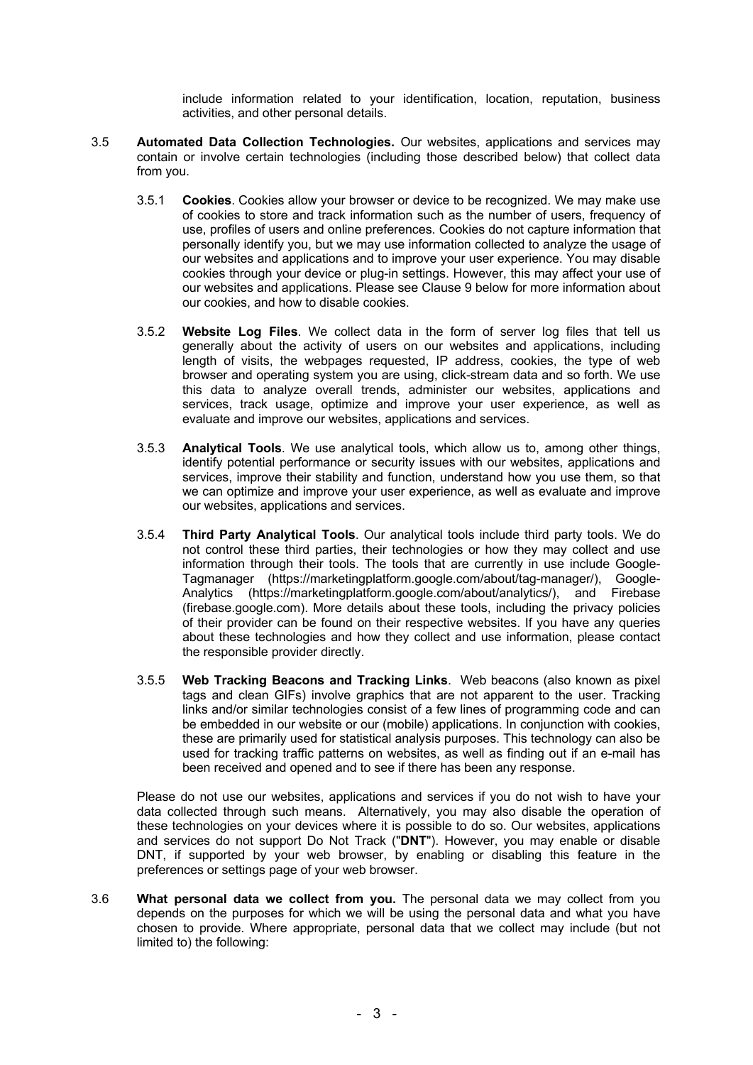include information related to your identification, location, reputation, business activities, and other personal details.

3.5 **Automated Data Collection Technologies.** Our websites, applications and services may contain or involve certain technologies (including those described below) that collect data from you.

3.5.1 **Cookies**. Cookies allow your browser or device to be recognized. We may make use of cookies to store and track information such as the number of users, frequency of use, profiles of users and online preferences. Cookies do not capture information that personally identify you, but we may use information collected to analyze the usage of our websites and applications and to improve your user experience. You may disable cookies through your device or plug-in settings. However, this may affect your use of our websites and applications. Please see Clause 9 below for more information about our cookies, and how to disable cookies.

3.5.2 **Website Log Files**. We collect data in the form of server log files that tell us generally about the activity of users on our websites and applications, including length of visits, the webpages requested, IP address, cookies, the type of web browser and operating system you are using, click-stream data and so forth. We use this data to analyze overall trends, administer our websites, applications and services, track usage, optimize and improve your user experience, as well as evaluate and improve our websites, applications and services.

3.5.3 **Analytical Tools**. We use analytical tools, which allow us to, among other things, identify potential performance or security issues with our websites, applications and services, improve their stability and function, understand how you use them, so that we can optimize and improve your user experience, as well as evaluate and improve our websites, applications and services.

3.5.4 **Third Party Analytical Tools**. Our analytical tools include third party tools. We do not control these third parties, their technologies or how they may collect and use information through their tools. The tools that are currently in use include Google-Tagmanager (https://marketingplatform.google.com/about/tag-manager/), Google-Analytics (https://marketingplatform.google.com/about/analytics/), and Firebase (firebase.google.com). More details about these tools, including the privacy policies of their provider can be found on their respective websites. If you have any queries about these technologies and how they collect and use information, please contact the responsible provider directly.

3.5.5 **Web Tracking Beacons and Tracking Links**. Web beacons (also known as pixel tags and clean GIFs) involve graphics that are not apparent to the user. Tracking links and/or similar technologies consist of a few lines of programming code and can be embedded in our website or our (mobile) applications. In conjunction with cookies, these are primarily used for statistical analysis purposes. This technology can also be used for tracking traffic patterns on websites, as well as finding out if an e-mail has been received and opened and to see if there has been any response.

Please do not use our websites, applications and services if you do not wish to have your data collected through such means. Alternatively, you may also disable the operation of these technologies on your devices where it is possible to do so. Our websites, applications and services do not support Do Not Track ("**DNT**"). However, you may enable or disable DNT, if supported by your web browser, by enabling or disabling this feature in the preferences or settings page of your web browser.

3.6 **What personal data we collect from you.** The personal data we may collect from you depends on the purposes for which we will be using the personal data and what you have chosen to provide. Where appropriate, personal data that we collect may include (but not limited to) the following: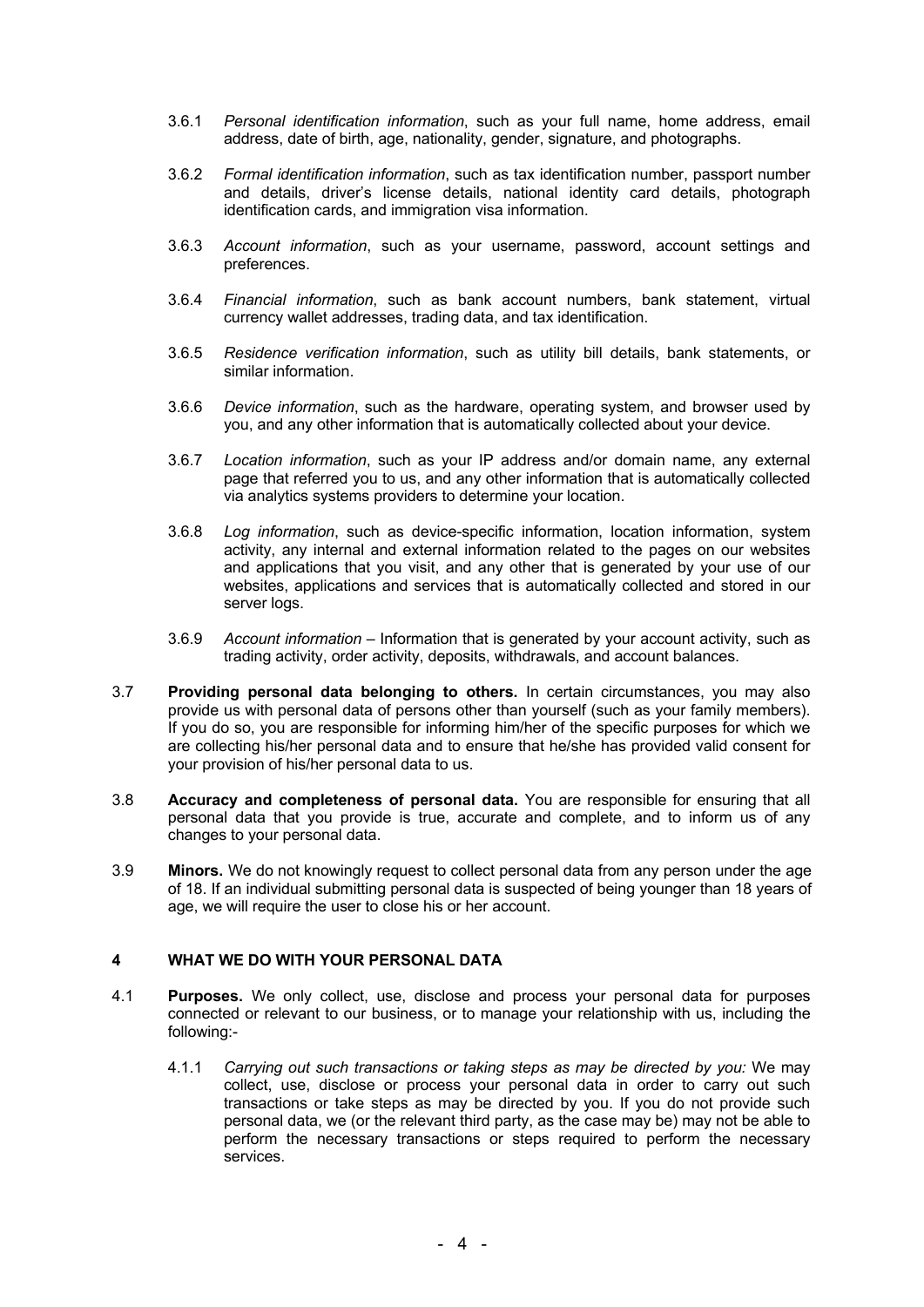3.6.1 *Personal identification information*, such as your full name, home address, email address, date of birth, age, nationality, gender, signature, and photographs.

3.6.2 *Formal identification information*, such as tax identification number, passport number and details, driver's license details, national identity card details, photograph identification cards, and immigration visa information.

3.6.3 *Account information*, such as your username, password, account settings and preferences.

3.6.4 *Financial information*, such as bank account numbers, bank statement, virtual currency wallet addresses, trading data, and tax identification.

3.6.5 *Residence verification information*, such as utility bill details, bank statements, or similar information.

3.6.6 *Device information*, such as the hardware, operating system, and browser used by you, and any other information that is automatically collected about your device.

3.6.7 *Location information*, such as your IP address and/or domain name, any external page that referred you to us, and any other information that is automatically collected via analytics systems providers to determine your location.

3.6.8 *Log information*, such as device-specific information, location information, system activity, any internal and external information related to the pages on our websites and applications that you visit, and any other that is generated by your use of our websites, applications and services that is automatically collected and stored in our server logs.

3.6.9 *Account information* – Information that is generated by your account activity, such as trading activity, order activity, deposits, withdrawals, and account balances.

3.7 **Providing personal data belonging to others.** In certain circumstances, you may also provide us with personal data of persons other than yourself (such as your family members). If you do so, you are responsible for informing him/her of the specific purposes for which we are collecting his/her personal data and to ensure that he/she has provided valid consent for your provision of his/her personal data to us.

3.8 **Accuracy and completeness of personal data.** You are responsible for ensuring that all personal data that you provide is true, accurate and complete, and to inform us of any changes to your personal data.

3.9 **Minors.** We do not knowingly request to collect personal data from any person under the age of 18. If an individual submitting personal data is suspected of being younger than 18 years of age, we will require the user to close his or her account.

## 4 WHAT WE DO WITH YOUR PERSONAL DATA

4.1 **Purposes.** We only collect, use, disclose and process your personal data for purposes connected or relevant to our business, or to manage your relationship with us, including the following:-

4.1.1 *Carrying out such transactions or taking steps as may be directed by you:* We may collect, use, disclose or process your personal data in order to carry out such transactions or take steps as may be directed by you. If you do not provide such personal data, we (or the relevant third party, as the case may be) may not be able to perform the necessary transactions or steps required to perform the necessary services.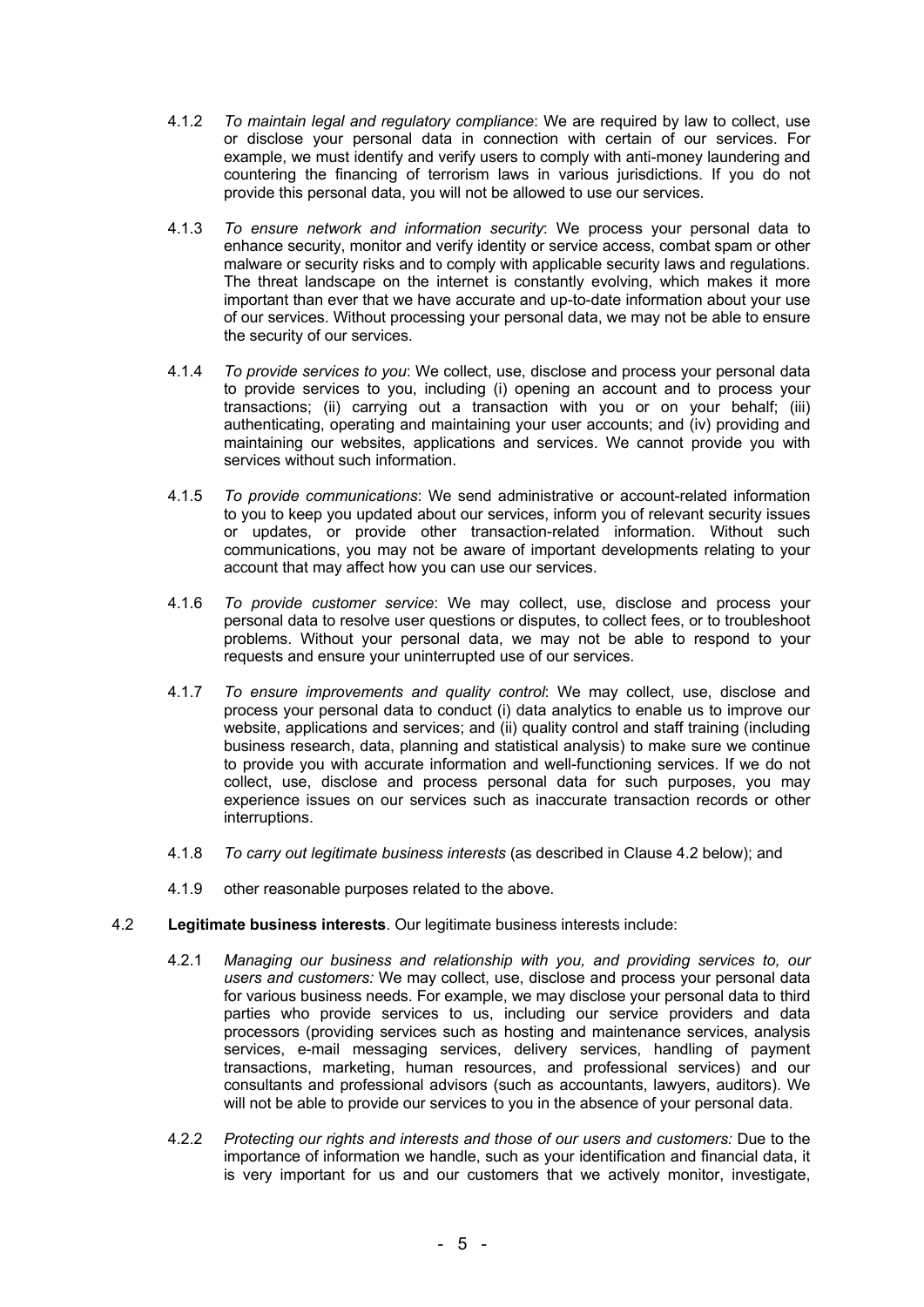4.1.2 *To maintain legal and regulatory compliance*: We are required by law to collect, use or disclose your personal data in connection with certain of our services. For example, we must identify and verify users to comply with anti-money laundering and countering the financing of terrorism laws in various jurisdictions. If you do not provide this personal data, you will not be allowed to use our services.

4.1.3 *To ensure network and information security*: We process your personal data to enhance security, monitor and verify identity or service access, combat spam or other malware or security risks and to comply with applicable security laws and regulations. The threat landscape on the internet is constantly evolving, which makes it more important than ever that we have accurate and up-to-date information about your use of our services. Without processing your personal data, we may not be able to ensure the security of our services.

4.1.4 *To provide services to you*: We collect, use, disclose and process your personal data to provide services to you, including (i) opening an account and to process your transactions; (ii) carrying out a transaction with you or on your behalf; (iii) authenticating, operating and maintaining your user accounts; and (iv) providing and maintaining our websites, applications and services. We cannot provide you with services without such information.

4.1.5 *To provide communications*: We send administrative or account-related information to you to keep you updated about our services, inform you of relevant security issues or updates, or provide other transaction-related information. Without such communications, you may not be aware of important developments relating to your account that may affect how you can use our services.

4.1.6 *To provide customer service*: We may collect, use, disclose and process your personal data to resolve user questions or disputes, to collect fees, or to troubleshoot problems. Without your personal data, we may not be able to respond to your requests and ensure your uninterrupted use of our services.

4.1.7 *To ensure improvements and quality control*: We may collect, use, disclose and process your personal data to conduct (i) data analytics to enable us to improve our website, applications and services; and (ii) quality control and staff training (including business research, data, planning and statistical analysis) to make sure we continue to provide you with accurate information and well-functioning services. If we do not collect, use, disclose and process personal data for such purposes, you may experience issues on our services such as inaccurate transaction records or other interruptions.

4.1.8 *To carry out legitimate business interests* (as described in Clause 4.2 below); and

4.1.9 other reasonable purposes related to the above.

4.2 **Legitimate business interests**. Our legitimate business interests include:

4.2.1 *Managing our business and relationship with you, and providing services to, our users and customers:* We may collect, use, disclose and process your personal data for various business needs. For example, we may disclose your personal data to third parties who provide services to us, including our service providers and data processors (providing services such as hosting and maintenance services, analysis services, e-mail messaging services, delivery services, handling of payment transactions, marketing, human resources, and professional services) and our consultants and professional advisors (such as accountants, lawyers, auditors). We will not be able to provide our services to you in the absence of your personal data.

4.2.2 *Protecting our rights and interests and those of our users and customers:* Due to the importance of information we handle, such as your identification and financial data, it is very important for us and our customers that we actively monitor, investigate,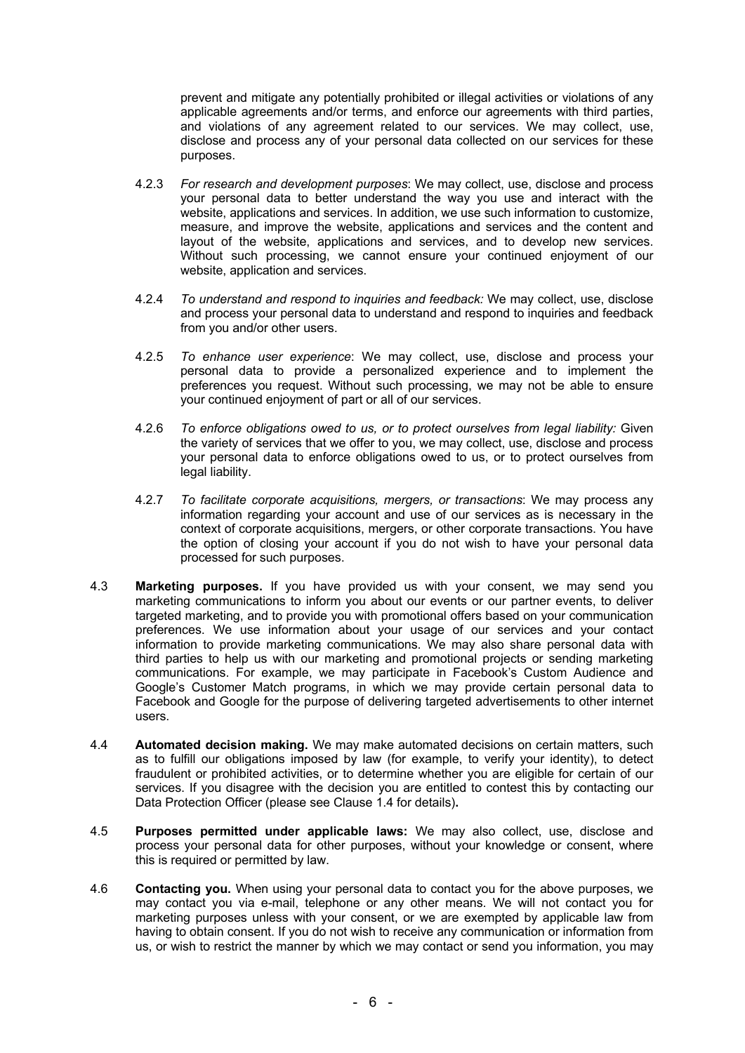prevent and mitigate any potentially prohibited or illegal activities or violations of any applicable agreements and/or terms, and enforce our agreements with third parties, and violations of any agreement related to our services. We may collect, use, disclose and process any of your personal data collected on our services for these purposes.

4.2.3 *For research and development purposes*: We may collect, use, disclose and process your personal data to better understand the way you use and interact with the website, applications and services. In addition, we use such information to customize, measure, and improve the website, applications and services and the content and layout of the website, applications and services, and to develop new services. Without such processing, we cannot ensure your continued enjoyment of our website, application and services.

4.2.4 *To understand and respond to inquiries and feedback:* We may collect, use, disclose and process your personal data to understand and respond to inquiries and feedback from you and/or other users.

4.2.5 *To enhance user experience*: We may collect, use, disclose and process your personal data to provide a personalized experience and to implement the preferences you request. Without such processing, we may not be able to ensure your continued enjoyment of part or all of our services.

4.2.6 *To enforce obligations owed to us, or to protect ourselves from legal liability:* Given the variety of services that we offer to you, we may collect, use, disclose and process your personal data to enforce obligations owed to us, or to protect ourselves from legal liability.

4.2.7 *To facilitate corporate acquisitions, mergers, or transactions*: We may process any information regarding your account and use of our services as is necessary in the context of corporate acquisitions, mergers, or other corporate transactions. You have the option of closing your account if you do not wish to have your personal data processed for such purposes.

4.3 **Marketing purposes.** If you have provided us with your consent, we may send you marketing communications to inform you about our events or our partner events, to deliver targeted marketing, and to provide you with promotional offers based on your communication preferences. We use information about your usage of our services and your contact information to provide marketing communications. We may also share personal data with third parties to help us with our marketing and promotional projects or sending marketing communications. For example, we may participate in Facebook's Custom Audience and Google's Customer Match programs, in which we may provide certain personal data to Facebook and Google for the purpose of delivering targeted advertisements to other internet users.

4.4 **Automated decision making.** We may make automated decisions on certain matters, such as to fulfill our obligations imposed by law (for example, to verify your identity), to detect fraudulent or prohibited activities, or to determine whether you are eligible for certain of our services. If you disagree with the decision you are entitled to contest this by contacting our Data Protection Officer (please see Clause 1.4 for details)**.**

4.5 **Purposes permitted under applicable laws:** We may also collect, use, disclose and process your personal data for other purposes, without your knowledge or consent, where this is required or permitted by law.

4.6 **Contacting you.** When using your personal data to contact you for the above purposes, we may contact you via e-mail, telephone or any other means. We will not contact you for marketing purposes unless with your consent, or we are exempted by applicable law from having to obtain consent. If you do not wish to receive any communication or information from us, or wish to restrict the manner by which we may contact or send you information, you may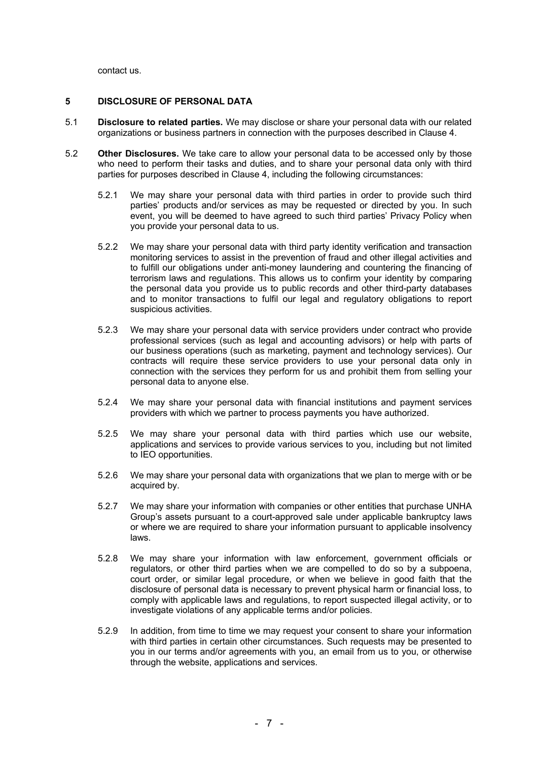contact us.

## 5 DISCLOSURE OF PERSONAL DATA

5.1 **Disclosure to related parties.** We may disclose or share your personal data with our related organizations or business partners in connection with the purposes described in Clause 4.

5.2 **Other Disclosures.** We take care to allow your personal data to be accessed only by those who need to perform their tasks and duties, and to share your personal data only with third parties for purposes described in Clause 4, including the following circumstances:

5.2.1 We may share your personal data with third parties in order to provide such third parties' products and/or services as may be requested or directed by you. In such event, you will be deemed to have agreed to such third parties' Privacy Policy when you provide your personal data to us.

5.2.2 We may share your personal data with third party identity verification and transaction monitoring services to assist in the prevention of fraud and other illegal activities and to fulfill our obligations under anti-money laundering and countering the financing of terrorism laws and regulations. This allows us to confirm your identity by comparing the personal data you provide us to public records and other third-party databases and to monitor transactions to fulfil our legal and regulatory obligations to report suspicious activities.

5.2.3 We may share your personal data with service providers under contract who provide professional services (such as legal and accounting advisors) or help with parts of our business operations (such as marketing, payment and technology services). Our contracts will require these service providers to use your personal data only in connection with the services they perform for us and prohibit them from selling your personal data to anyone else.

5.2.4 We may share your personal data with financial institutions and payment services providers with which we partner to process payments you have authorized.

5.2.5 We may share your personal data with third parties which use our website, applications and services to provide various services to you, including but not limited to IEO opportunities.

5.2.6 We may share your personal data with organizations that we plan to merge with or be acquired by.

5.2.7 We may share your information with companies or other entities that purchase UNHA Group's assets pursuant to a court-approved sale under applicable bankruptcy laws or where we are required to share your information pursuant to applicable insolvency laws.

5.2.8 We may share your information with law enforcement, government officials or regulators, or other third parties when we are compelled to do so by a subpoena, court order, or similar legal procedure, or when we believe in good faith that the disclosure of personal data is necessary to prevent physical harm or financial loss, to comply with applicable laws and regulations, to report suspected illegal activity, or to investigate violations of any applicable terms and/or policies.

5.2.9 In addition, from time to time we may request your consent to share your information with third parties in certain other circumstances. Such requests may be presented to you in our terms and/or agreements with you, an email from us to you, or otherwise through the website, applications and services.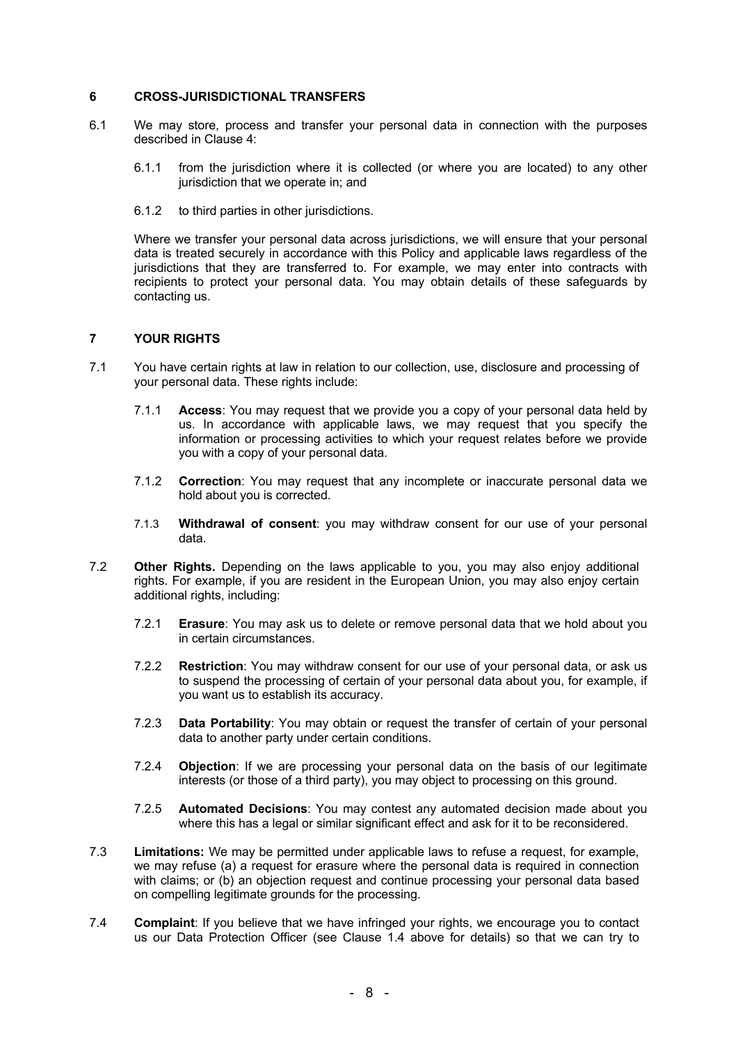## 6 CROSS-JURISDICTIONAL TRANSFERS

6.1 We may store, process and transfer your personal data in connection with the purposes described in Clause 4:

6.1.1 from the jurisdiction where it is collected (or where you are located) to any other jurisdiction that we operate in; and

6.1.2 to third parties in other jurisdictions.

Where we transfer your personal data across jurisdictions, we will ensure that your personal data is treated securely in accordance with this Policy and applicable laws regardless of the jurisdictions that they are transferred to. For example, we may enter into contracts with recipients to protect your personal data. You may obtain details of these safeguards by contacting us.

## 7 YOUR RIGHTS

7.1 You have certain rights at law in relation to our collection, use, disclosure and processing of your personal data. These rights include:

7.1.1 **Access**: You may request that we provide you a copy of your personal data held by us. In accordance with applicable laws, we may request that you specify the information or processing activities to which your request relates before we provide you with a copy of your personal data.

7.1.2 **Correction**: You may request that any incomplete or inaccurate personal data we hold about you is corrected.

7.1.3 **Withdrawal of consent**: you may withdraw consent for our use of your personal data.

7.2 **Other Rights.** Depending on the laws applicable to you, you may also enjoy additional rights. For example, if you are resident in the European Union, you may also enjoy certain additional rights, including:

7.2.1 **Erasure**: You may ask us to delete or remove personal data that we hold about you in certain circumstances.

7.2.2 **Restriction**: You may withdraw consent for our use of your personal data, or ask us to suspend the processing of certain of your personal data about you, for example, if you want us to establish its accuracy.

7.2.3 **Data Portability**: You may obtain or request the transfer of certain of your personal data to another party under certain conditions.

7.2.4 **Objection**: If we are processing your personal data on the basis of our legitimate interests (or those of a third party), you may object to processing on this ground.

7.2.5 **Automated Decisions**: You may contest any automated decision made about you where this has a legal or similar significant effect and ask for it to be reconsidered.

7.3 **Limitations:** We may be permitted under applicable laws to refuse a request, for example, we may refuse (a) a request for erasure where the personal data is required in connection with claims; or (b) an objection request and continue processing your personal data based on compelling legitimate grounds for the processing.

7.4 **Complaint**: If you believe that we have infringed your rights, we encourage you to contact us our Data Protection Officer (see Clause 1.4 above for details) so that we can try to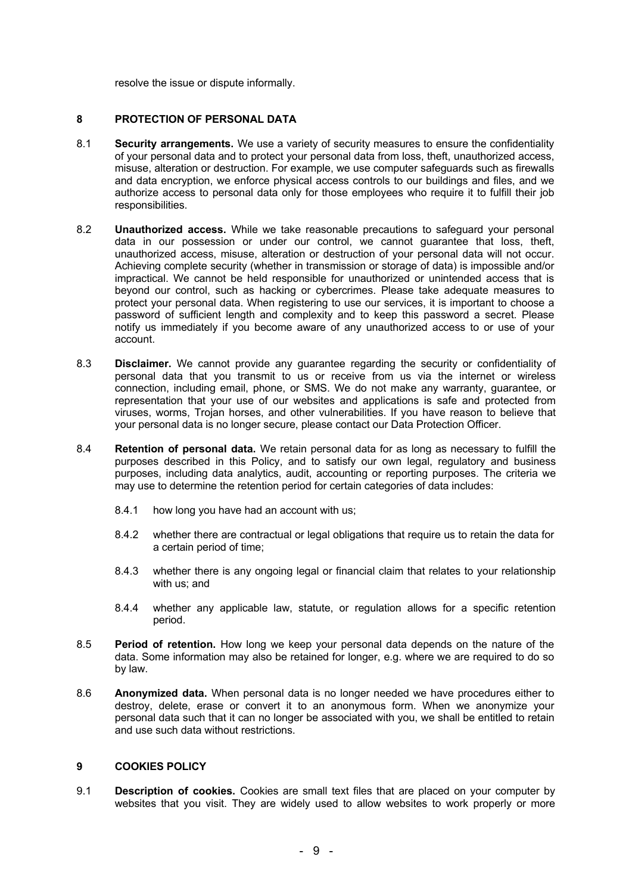resolve the issue or dispute informally.

## 8 PROTECTION OF PERSONAL DATA

8.1 **Security arrangements.** We use a variety of security measures to ensure the confidentiality of your personal data and to protect your personal data from loss, theft, unauthorized access, misuse, alteration or destruction. For example, we use computer safeguards such as firewalls and data encryption, we enforce physical access controls to our buildings and files, and we authorize access to personal data only for those employees who require it to fulfill their job responsibilities.

8.2 **Unauthorized access.** While we take reasonable precautions to safeguard your personal data in our possession or under our control, we cannot guarantee that loss, theft, unauthorized access, misuse, alteration or destruction of your personal data will not occur. Achieving complete security (whether in transmission or storage of data) is impossible and/or impractical. We cannot be held responsible for unauthorized or unintended access that is beyond our control, such as hacking or cybercrimes. Please take adequate measures to protect your personal data. When registering to use our services, it is important to choose a password of sufficient length and complexity and to keep this password a secret. Please notify us immediately if you become aware of any unauthorized access to or use of your account.

8.3 **Disclaimer.** We cannot provide any guarantee regarding the security or confidentiality of personal data that you transmit to us or receive from us via the internet or wireless connection, including email, phone, or SMS. We do not make any warranty, guarantee, or representation that your use of our websites and applications is safe and protected from viruses, worms, Trojan horses, and other vulnerabilities. If you have reason to believe that your personal data is no longer secure, please contact our Data Protection Officer.

8.4 **Retention of personal data.** We retain personal data for as long as necessary to fulfill the purposes described in this Policy, and to satisfy our own legal, regulatory and business purposes, including data analytics, audit, accounting or reporting purposes. The criteria we may use to determine the retention period for certain categories of data includes:

8.4.1 how long you have had an account with us;

8.4.2 whether there are contractual or legal obligations that require us to retain the data for a certain period of time;

8.4.3 whether there is any ongoing legal or financial claim that relates to your relationship with us; and

8.4.4 whether any applicable law, statute, or regulation allows for a specific retention period.

8.5 **Period of retention.** How long we keep your personal data depends on the nature of the data. Some information may also be retained for longer, e.g. where we are required to do so by law.

8.6 **Anonymized data.** When personal data is no longer needed we have procedures either to destroy, delete, erase or convert it to an anonymous form. When we anonymize your personal data such that it can no longer be associated with you, we shall be entitled to retain and use such data without restrictions.

## 9 COOKIES POLICY

9.1 **Description of cookies.** Cookies are small text files that are placed on your computer by websites that you visit. They are widely used to allow websites to work properly or more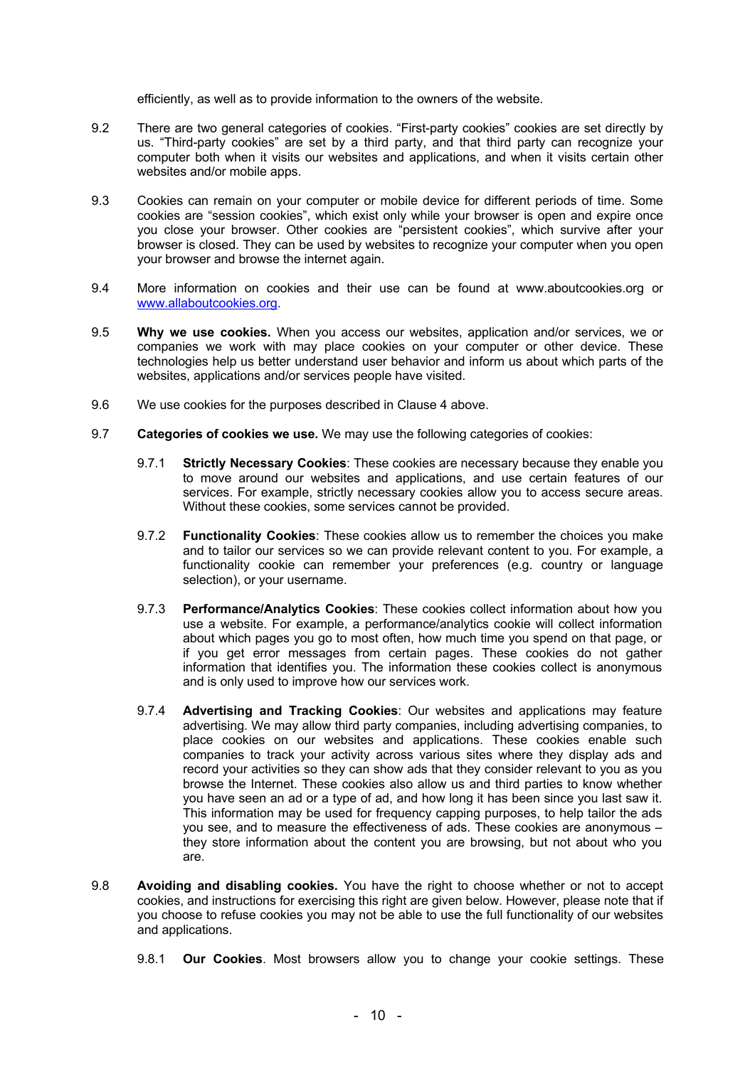efficiently, as well as to provide information to the owners of the website.

9.2 There are two general categories of cookies. “First-party cookies” cookies are set directly by us. “Third-party cookies” are set by a third party, and that third party can recognize your computer both when it visits our websites and applications, and when it visits certain other websites and/or mobile apps.

9.3 Cookies can remain on your computer or mobile device for different periods of time. Some cookies are “session cookies”, which exist only while your browser is open and expire once you close your browser. Other cookies are “persistent cookies”, which survive after your browser is closed. They can be used by websites to recognize your computer when you open your browser and browse the internet again.

9.4 More information on cookies and their use can be found at www.aboutcookies.org or [www.allaboutcookies.org](www.allaboutcookies.org).

9.5 **Why we use cookies.** When you access our websites, application and/or services, we or companies we work with may place cookies on your computer or other device. These technologies help us better understand user behavior and inform us about which parts of the websites, applications and/or services people have visited.

9.6 We use cookies for the purposes described in Clause 4 above.

9.7 **Categories of cookies we use.** We may use the following categories of cookies:

9.7.1 **Strictly Necessary Cookies**: These cookies are necessary because they enable you to move around our websites and applications, and use certain features of our services. For example, strictly necessary cookies allow you to access secure areas. Without these cookies, some services cannot be provided.

9.7.2 **Functionality Cookies**: These cookies allow us to remember the choices you make and to tailor our services so we can provide relevant content to you. For example, a functionality cookie can remember your preferences (e.g. country or language selection), or your username.

9.7.3 **Performance/Analytics Cookies**: These cookies collect information about how you use a website. For example, a performance/analytics cookie will collect information about which pages you go to most often, how much time you spend on that page, or if you get error messages from certain pages. These cookies do not gather information that identifies you. The information these cookies collect is anonymous and is only used to improve how our services work.

9.7.4 **Advertising and Tracking Cookies**: Our websites and applications may feature advertising. We may allow third party companies, including advertising companies, to place cookies on our websites and applications. These cookies enable such companies to track your activity across various sites where they display ads and record your activities so they can show ads that they consider relevant to you as you browse the Internet. These cookies also allow us and third parties to know whether you have seen an ad or a type of ad, and how long it has been since you last saw it. This information may be used for frequency capping purposes, to help tailor the ads you see, and to measure the effectiveness of ads. These cookies are anonymous – they store information about the content you are browsing, but not about who you are.

9.8 **Avoiding and disabling cookies.** You have the right to choose whether or not to accept cookies, and instructions for exercising this right are given below. However, please note that if you choose to refuse cookies you may not be able to use the full functionality of our websites and applications.

9.8.1 **Our Cookies**. Most browsers allow you to change your cookie settings. These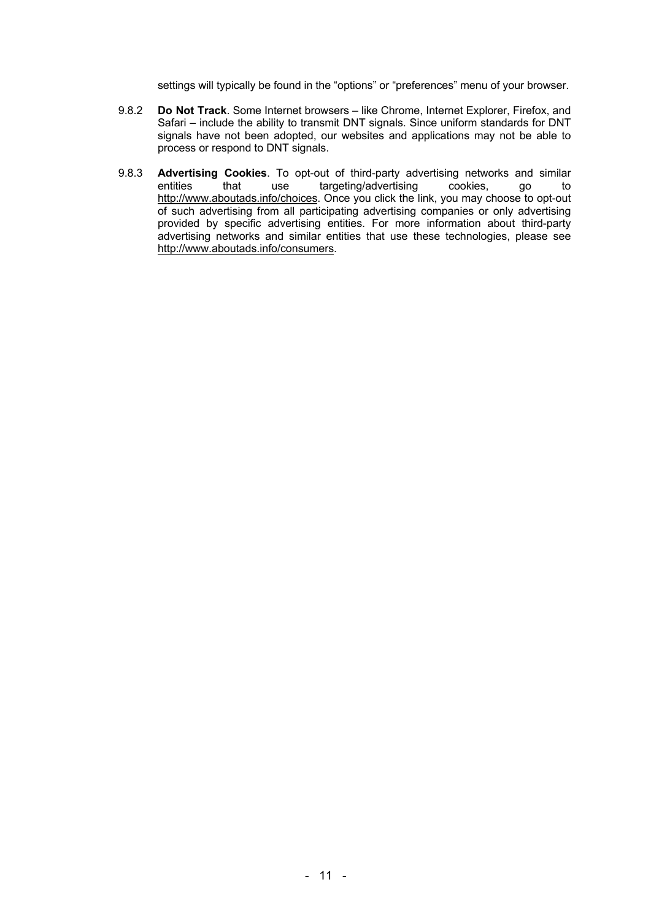settings will typically be found in the "options" or "preferences" menu of your browser.

9.8.2 **Do Not Track**. Some Internet browsers – like Chrome, Internet Explorer, Firefox, and Safari – include the ability to transmit DNT signals. Since uniform standards for DNT signals have not been adopted, our websites and applications may not be able to process or respond to DNT signals.

9.8.3 **Advertising Cookies**. To opt-out of third-party advertising networks and similar entities that use targeting/advertising cookies, go to http://www.aboutads.info/choices. Once you click the link, you may choose to opt-out of such advertising from all participating advertising companies or only advertising provided by specific advertising entities. For more information about third-party advertising networks and similar entities that use these technologies, please see http://www.aboutads.info/consumers.